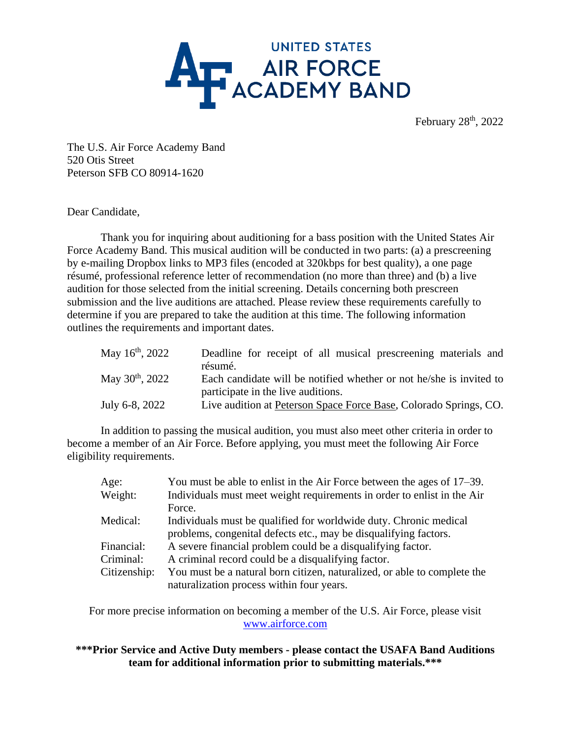UNITED STATES
AIR FORCE
ACADEMY BAND

February 28th, 2022

The U.S. Air Force Academy Band
520 Otis Street
Peterson SFB CO 80914-1620

Dear Candidate,

Thank you for inquiring about auditioning for a bass position with the United States Air Force Academy Band. This musical audition will be conducted in two parts: (a) a prescreening by e-mailing Dropbox links to MP3 files (encoded at 320kbps for best quality), a one page résumé, professional reference letter of recommendation (no more than three) and (b) a live audition for those selected from the initial screening. Details concerning both prescreen submission and the live auditions are attached. Please review these requirements carefully to determine if you are prepared to take the audition at this time. The following information outlines the requirements and important dates.

| | |
|---|---|
| May 16th, 2022 | Deadline for receipt of all musical prescreening materials and résumé. |
| May 30th, 2022 | Each candidate will be notified whether or not he/she is invited to participate in the live auditions. |
| July 6-8, 2022 | Live audition at Peterson Space Force Base, Colorado Springs, CO. |

In addition to passing the musical audition, you must also meet other criteria in order to become a member of an Air Force. Before applying, you must meet the following Air Force eligibility requirements.

| | |
|---|---|
| Age: | You must be able to enlist in the Air Force between the ages of 17–39. |
| Weight: | Individuals must meet weight requirements in order to enlist in the Air Force. |
| Medical: | Individuals must be qualified for worldwide duty. Chronic medical problems, congenital defects etc., may be disqualifying factors. |
| Financial: | A severe financial problem could be a disqualifying factor. |
| Criminal: | A criminal record could be a disqualifying factor. |
| Citizenship: | You must be a natural born citizen, naturalized, or able to complete the naturalization process within four years. |

For more precise information on becoming a member of the U.S. Air Force, please visit www.airforce.com

**\*\*\*Prior Service and Active Duty members - please contact the USAFA Band Auditions team for additional information prior to submitting materials.\*\*\***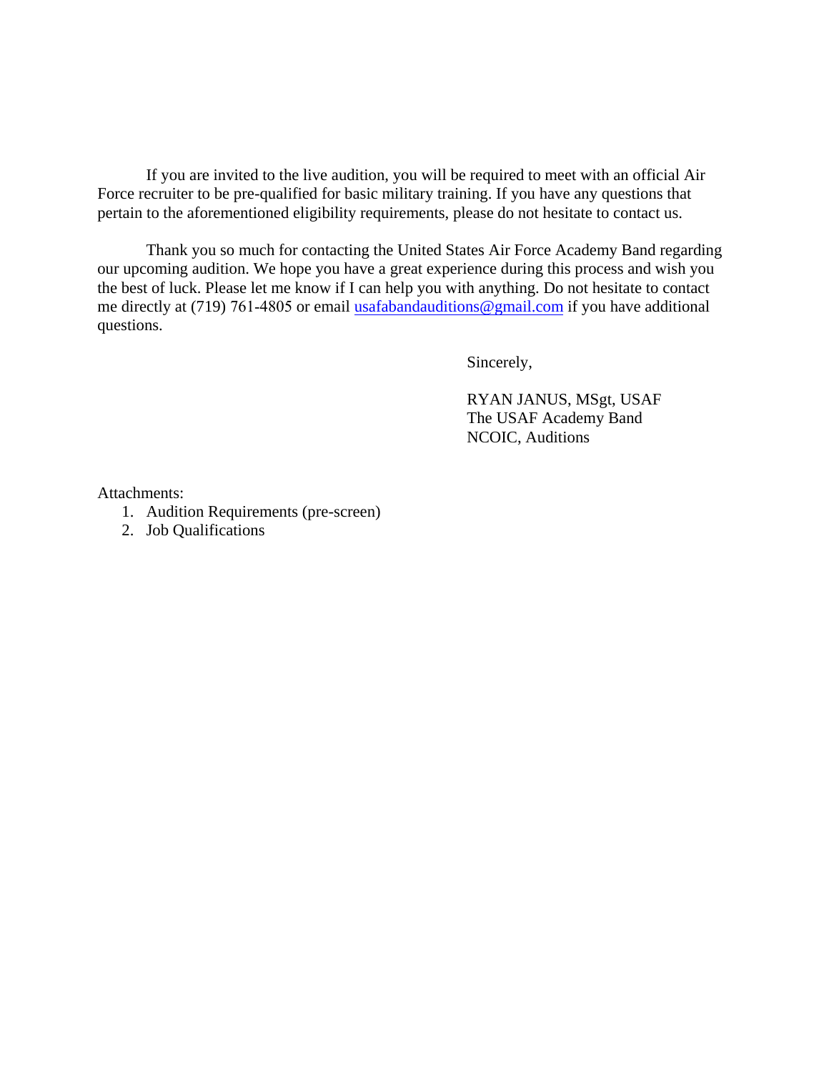If you are invited to the live audition, you will be required to meet with an official Air Force recruiter to be pre-qualified for basic military training. If you have any questions that pertain to the aforementioned eligibility requirements, please do not hesitate to contact us.

Thank you so much for contacting the United States Air Force Academy Band regarding our upcoming audition. We hope you have a great experience during this process and wish you the best of luck. Please let me know if I can help you with anything. Do not hesitate to contact me directly at (719) 761-4805 or email usafabandauditions@gmail.com if you have additional questions.

Sincerely,

RYAN JANUS, MSgt, USAF
The USAF Academy Band
NCOIC, Auditions

Attachments:

1. Audition Requirements (pre-screen)
2. Job Qualifications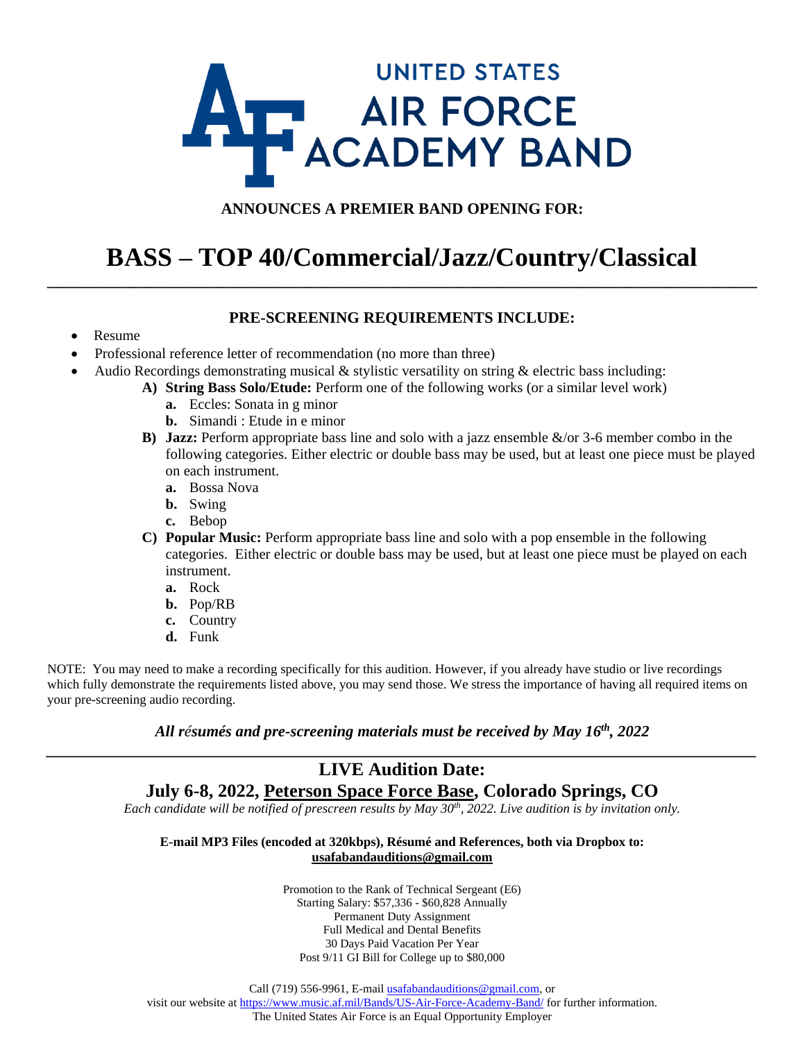# UNITED STATES AIR FORCE ACADEMY BAND

**ANNOUNCES A PREMIER BAND OPENING FOR:**

# BASS – TOP 40/Commercial/Jazz/Country/Classical

---

**PRE-SCREENING REQUIREMENTS INCLUDE:**

- Resume
- Professional reference letter of recommendation (no more than three)
- Audio Recordings demonstrating musical & stylistic versatility on string & electric bass including:
  - **A) String Bass Solo/Etude:** Perform one of the following works (or a similar level work)
    - **a.** Eccles: Sonata in g minor
    - **b.** Simandi : Etude in e minor
  - **B) Jazz:** Perform appropriate bass line and solo with a jazz ensemble &/or 3-6 member combo in the following categories. Either electric or double bass may be used, but at least one piece must be played on each instrument.
    - **a.** Bossa Nova
    - **b.** Swing
    - **c.** Bebop
  - **C) Popular Music:** Perform appropriate bass line and solo with a pop ensemble in the following categories. Either electric or double bass may be used, but at least one piece must be played on each instrument.
    - **a.** Rock
    - **b.** Pop/RB
    - **c.** Country
    - **d.** Funk

NOTE: You may need to make a recording specifically for this audition. However, if you already have studio or live recordings which fully demonstrate the requirements listed above, you may send those. We stress the importance of having all required items on your pre-screening audio recording.

***All résumés and pre-screening materials must be received by May 16th, 2022***

---

## LIVE Audition Date:

## July 6-8, 2022, Peterson Space Force Base, Colorado Springs, CO

*Each candidate will be notified of prescreen results by May 30th, 2022. Live audition is by invitation only.*

**E-mail MP3 Files (encoded at 320kbps), Résumé and References, both via Dropbox to:**
**usafabandauditions@gmail.com**

Promotion to the Rank of Technical Sergeant (E6)
Starting Salary: $57,336 - $60,828 Annually
Permanent Duty Assignment
Full Medical and Dental Benefits
30 Days Paid Vacation Per Year
Post 9/11 GI Bill for College up to $80,000

Call (719) 556-9961, E-mail usafabandauditions@gmail.com, or
visit our website at https://www.music.af.mil/Bands/US-Air-Force-Academy-Band/ for further information.
The United States Air Force is an Equal Opportunity Employer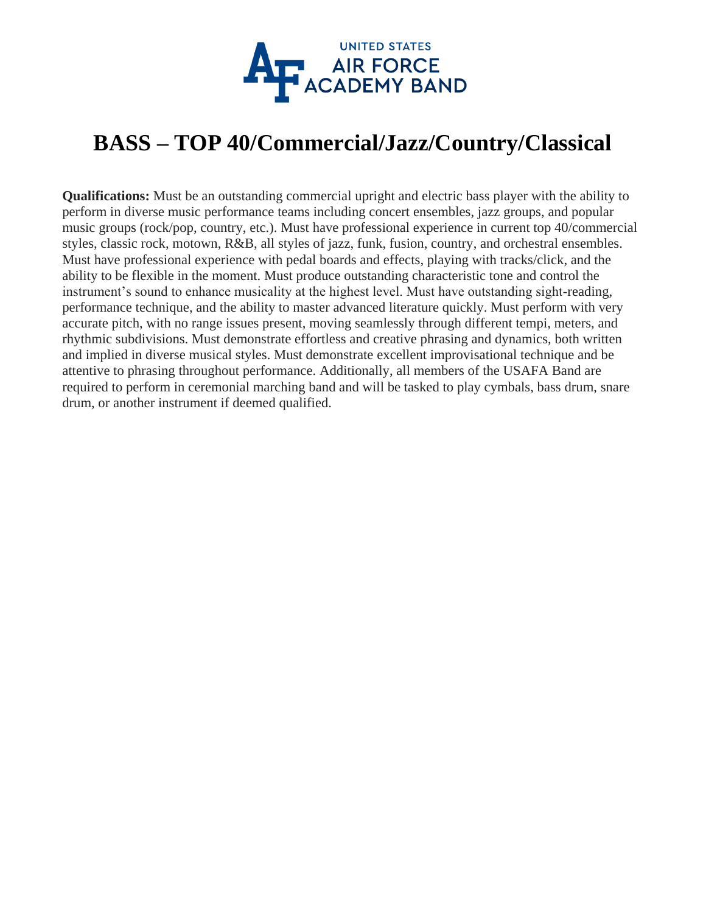UNITED STATES AIR FORCE ACADEMY BAND

# BASS – TOP 40/Commercial/Jazz/Country/Classical

**Qualifications:** Must be an outstanding commercial upright and electric bass player with the ability to perform in diverse music performance teams including concert ensembles, jazz groups, and popular music groups (rock/pop, country, etc.). Must have professional experience in current top 40/commercial styles, classic rock, motown, R&B, all styles of jazz, funk, fusion, country, and orchestral ensembles. Must have professional experience with pedal boards and effects, playing with tracks/click, and the ability to be flexible in the moment. Must produce outstanding characteristic tone and control the instrument's sound to enhance musicality at the highest level. Must have outstanding sight-reading, performance technique, and the ability to master advanced literature quickly. Must perform with very accurate pitch, with no range issues present, moving seamlessly through different tempi, meters, and rhythmic subdivisions. Must demonstrate effortless and creative phrasing and dynamics, both written and implied in diverse musical styles. Must demonstrate excellent improvisational technique and be attentive to phrasing throughout performance. Additionally, all members of the USAFA Band are required to perform in ceremonial marching band and will be tasked to play cymbals, bass drum, snare drum, or another instrument if deemed qualified.